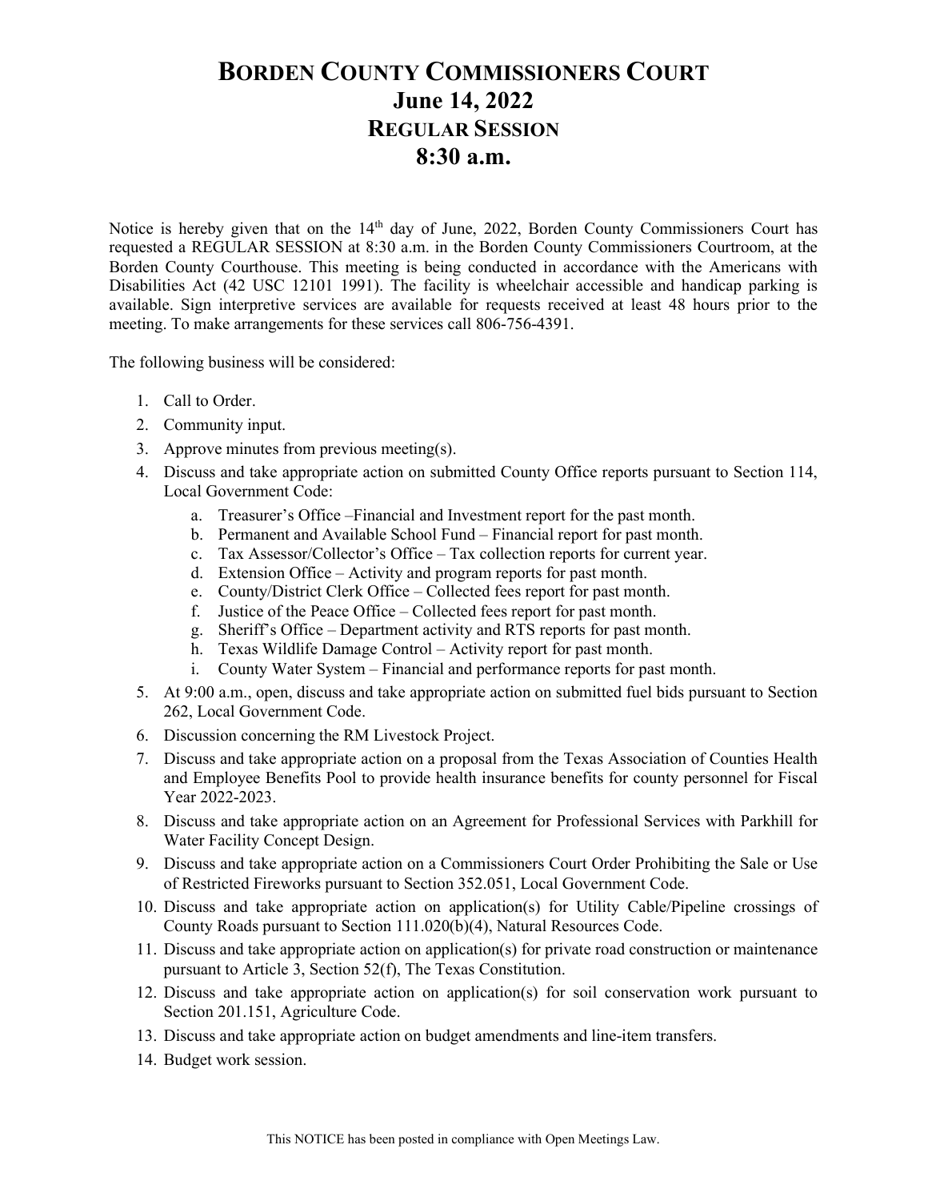# BORDEN COUNTY COMMISSIONERS COURT
## June 14, 2022
## REGULAR SESSION
## 8:30 a.m.

Notice is hereby given that on the 14th day of June, 2022, Borden County Commissioners Court has requested a REGULAR SESSION at 8:30 a.m. in the Borden County Commissioners Courtroom, at the Borden County Courthouse. This meeting is being conducted in accordance with the Americans with Disabilities Act (42 USC 12101 1991). The facility is wheelchair accessible and handicap parking is available. Sign interpretive services are available for requests received at least 48 hours prior to the meeting. To make arrangements for these services call 806-756-4391.

The following business will be considered:

1. Call to Order.
2. Community input.
3. Approve minutes from previous meeting(s).
4. Discuss and take appropriate action on submitted County Office reports pursuant to Section 114, Local Government Code:
   a. Treasurer's Office –Financial and Investment report for the past month.
   b. Permanent and Available School Fund – Financial report for past month.
   c. Tax Assessor/Collector's Office – Tax collection reports for current year.
   d. Extension Office – Activity and program reports for past month.
   e. County/District Clerk Office – Collected fees report for past month.
   f. Justice of the Peace Office – Collected fees report for past month.
   g. Sheriff's Office – Department activity and RTS reports for past month.
   h. Texas Wildlife Damage Control – Activity report for past month.
   i. County Water System – Financial and performance reports for past month.
5. At 9:00 a.m., open, discuss and take appropriate action on submitted fuel bids pursuant to Section 262, Local Government Code.
6. Discussion concerning the RM Livestock Project.
7. Discuss and take appropriate action on a proposal from the Texas Association of Counties Health and Employee Benefits Pool to provide health insurance benefits for county personnel for Fiscal Year 2022-2023.
8. Discuss and take appropriate action on an Agreement for Professional Services with Parkhill for Water Facility Concept Design.
9. Discuss and take appropriate action on a Commissioners Court Order Prohibiting the Sale or Use of Restricted Fireworks pursuant to Section 352.051, Local Government Code.
10. Discuss and take appropriate action on application(s) for Utility Cable/Pipeline crossings of County Roads pursuant to Section 111.020(b)(4), Natural Resources Code.
11. Discuss and take appropriate action on application(s) for private road construction or maintenance pursuant to Article 3, Section 52(f), The Texas Constitution.
12. Discuss and take appropriate action on application(s) for soil conservation work pursuant to Section 201.151, Agriculture Code.
13. Discuss and take appropriate action on budget amendments and line-item transfers.
14. Budget work session.

This NOTICE has been posted in compliance with Open Meetings Law.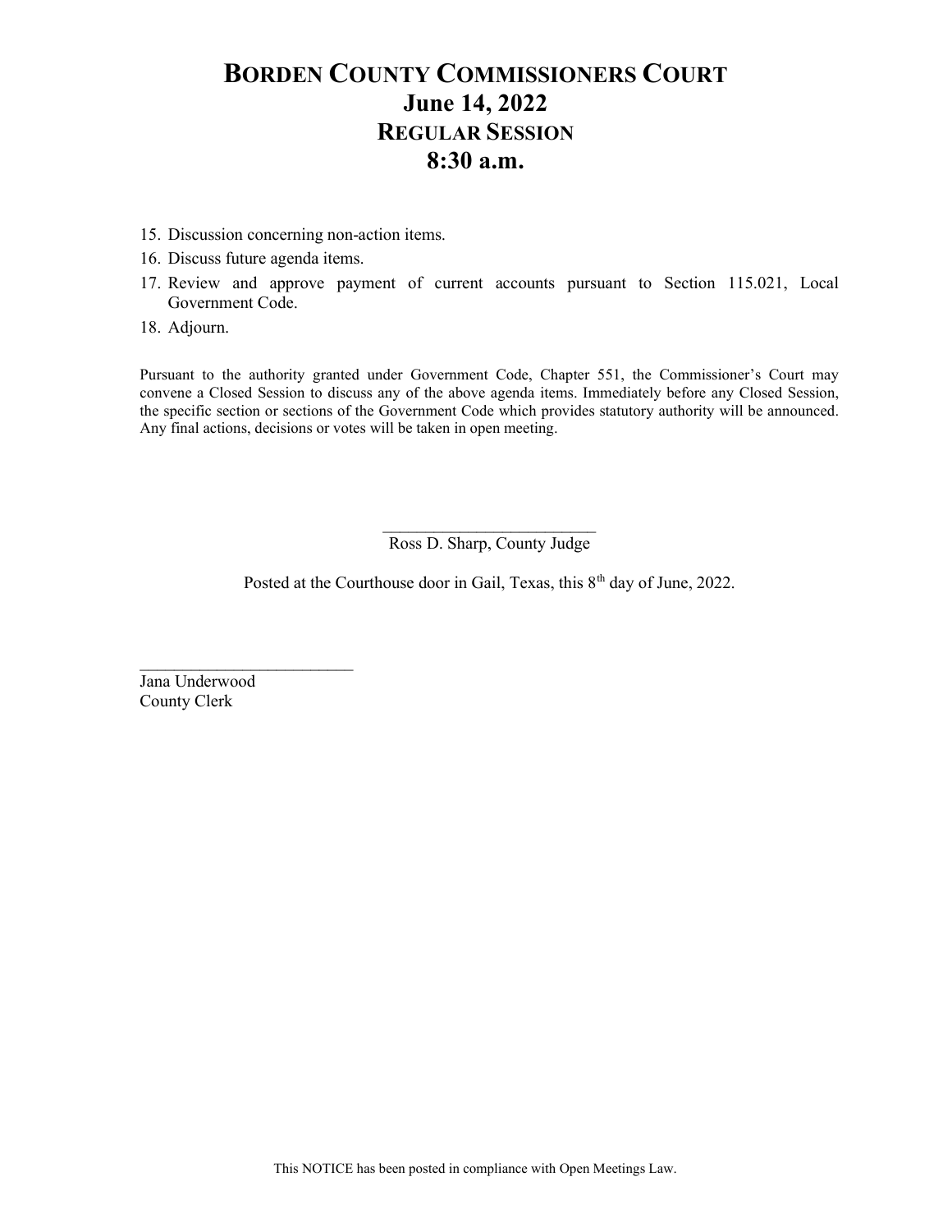# BORDEN COUNTY COMMISSIONERS COURT
## June 14, 2022
## REGULAR SESSION
## 8:30 a.m.

15. Discussion concerning non-action items.
16. Discuss future agenda items.
17. Review and approve payment of current accounts pursuant to Section 115.021, Local Government Code.
18. Adjourn.

Pursuant to the authority granted under Government Code, Chapter 551, the Commissioner's Court may convene a Closed Session to discuss any of the above agenda items. Immediately before any Closed Session, the specific section or sections of the Government Code which provides statutory authority will be announced. Any final actions, decisions or votes will be taken in open meeting.

\_\_\_\_\_\_\_\_\_\_\_\_\_\_\_\_\_\_\_\_\_\_\_\_\_\_
Ross D. Sharp, County Judge

Posted at the Courthouse door in Gail, Texas, this 8th day of June, 2022.

\_\_\_\_\_\_\_\_\_\_\_\_\_\_\_\_\_\_\_\_\_\_\_\_\_\_
Jana Underwood
County Clerk

This NOTICE has been posted in compliance with Open Meetings Law.